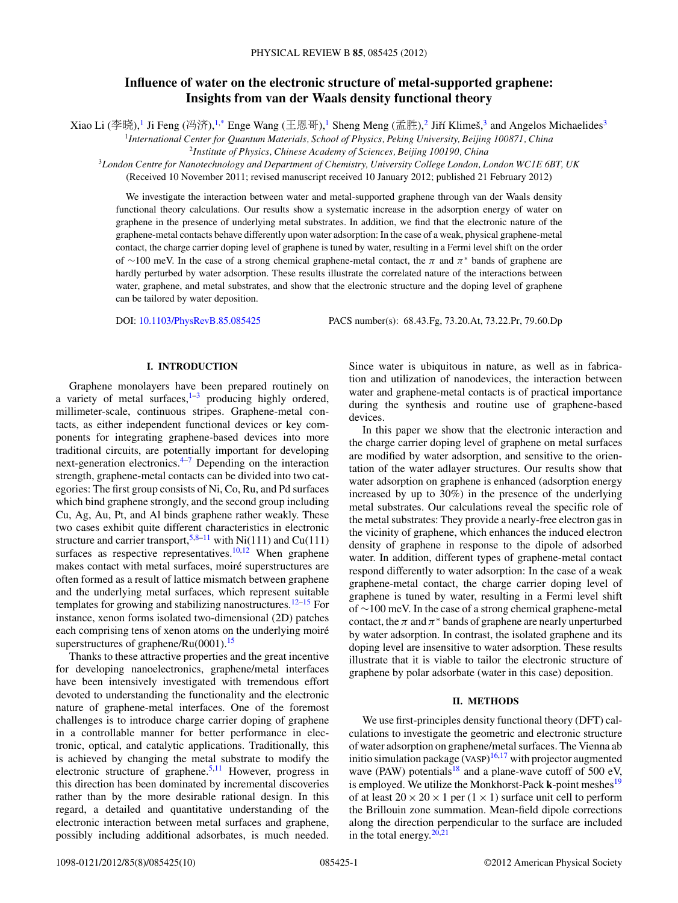# Influence of water on the electronic structure of metal-supported graphene: Insights from van der Waals density functional theory

Xiao Li (李晓),[1] Ji Feng (冯济),[1,*] Enge Wang (王恩哥),[1] Sheng Meng (孟胜),[2] Jiří Klimeš,[3] and Angelos Michaelides[3]

[1]*International Center for Quantum Materials, School of Physics, Peking University, Beijing 100871, China*

[2]*Institute of Physics, Chinese Academy of Sciences, Beijing 100190, China*

[3]*London Centre for Nanotechnology and Department of Chemistry, University College London, London WC1E 6BT, UK*

(Received 10 November 2011; revised manuscript received 10 January 2012; published 21 February 2012)

We investigate the interaction between water and metal-supported graphene through van der Waals density functional theory calculations. Our results show a systematic increase in the adsorption energy of water on graphene in the presence of underlying metal substrates. In addition, we find that the electronic nature of the graphene-metal contacts behave differently upon water adsorption: In the case of a weak, physical graphene-metal contact, the charge carrier doping level of graphene is tuned by water, resulting in a Fermi level shift on the order of ∼100 meV. In the case of a strong chemical graphene-metal contact, the $\pi$ and $\pi^*$ bands of graphene are hardly perturbed by water adsorption. These results illustrate the correlated nature of the interactions between water, graphene, and metal substrates, and show that the electronic structure and the doping level of graphene can be tailored by water deposition.

DOI: 10.1103/PhysRevB.85.085425 PACS number(s): 68.43.Fg, 73.20.At, 73.22.Pr, 79.60.Dp

## I. INTRODUCTION

Graphene monolayers have been prepared routinely on a variety of metal surfaces,[1–3] producing highly ordered, millimeter-scale, continuous stripes. Graphene-metal contacts, as either independent functional devices or key components for integrating graphene-based devices into more traditional circuits, are potentially important for developing next-generation electronics.[4–7] Depending on the interaction strength, graphene-metal contacts can be divided into two categories: The first group consists of Ni, Co, Ru, and Pd surfaces which bind graphene strongly, and the second group including Cu, Ag, Au, Pt, and Al binds graphene rather weakly. These two cases exhibit quite different characteristics in electronic structure and carrier transport,[5,8–11] with Ni(111) and Cu(111) surfaces as respective representatives.[10,12] When graphene makes contact with metal surfaces, moiré superstructures are often formed as a result of lattice mismatch between graphene and the underlying metal surfaces, which represent suitable templates for growing and stabilizing nanostructures.[12–15] For instance, xenon forms isolated two-dimensional (2D) patches each comprising tens of xenon atoms on the underlying moiré superstructures of graphene/Ru(0001).[15]

Thanks to these attractive properties and the great incentive for developing nanoelectronics, graphene/metal interfaces have been intensively investigated with tremendous effort devoted to understanding the functionality and the electronic nature of graphene-metal interfaces. One of the foremost challenges is to introduce charge carrier doping of graphene in a controllable manner for better performance in electronic, optical, and catalytic applications. Traditionally, this is achieved by changing the metal substrate to modify the electronic structure of graphene.[5,11] However, progress in this direction has been dominated by incremental discoveries rather than by the more desirable rational design. In this regard, a detailed and quantitative understanding of the electronic interaction between metal surfaces and graphene, possibly including additional adsorbates, is much needed. Since water is ubiquitous in nature, as well as in fabrication and utilization of nanodevices, the interaction between water and graphene-metal contacts is of practical importance during the synthesis and routine use of graphene-based devices.

In this paper we show that the electronic interaction and the charge carrier doping level of graphene on metal surfaces are modified by water adsorption, and sensitive to the orientation of the water adlayer structures. Our results show that water adsorption on graphene is enhanced (adsorption energy increased by up to 30%) in the presence of the underlying metal substrates. Our calculations reveal the specific role of the metal substrates: They provide a nearly-free electron gas in the vicinity of graphene, which enhances the induced electron density of graphene in response to the dipole of adsorbed water. In addition, different types of graphene-metal contact respond differently to water adsorption: In the case of a weak graphene-metal contact, the charge carrier doping level of graphene is tuned by water, resulting in a Fermi level shift of ∼100 meV. In the case of a strong chemical graphene-metal contact, the $\pi$ and $\pi^*$ bands of graphene are nearly unperturbed by water adsorption. In contrast, the isolated graphene and its doping level are insensitive to water adsorption. These results illustrate that it is viable to tailor the electronic structure of graphene by polar adsorbate (water in this case) deposition.

## II. METHODS

We use first-principles density functional theory (DFT) calculations to investigate the geometric and electronic structure of water adsorption on graphene/metal surfaces. The Vienna ab initio simulation package (VASP)[16,17] with projector augmented wave (PAW) potentials[18] and a plane-wave cutoff of 500 eV, is employed. We utilize the Monkhorst-Pack **k**-point meshes[19] of at least $20 \times 20 \times 1$ per $(1 \times 1)$ surface unit cell to perform the Brillouin zone summation. Mean-field dipole corrections along the direction perpendicular to the surface are included in the total energy.[20,21]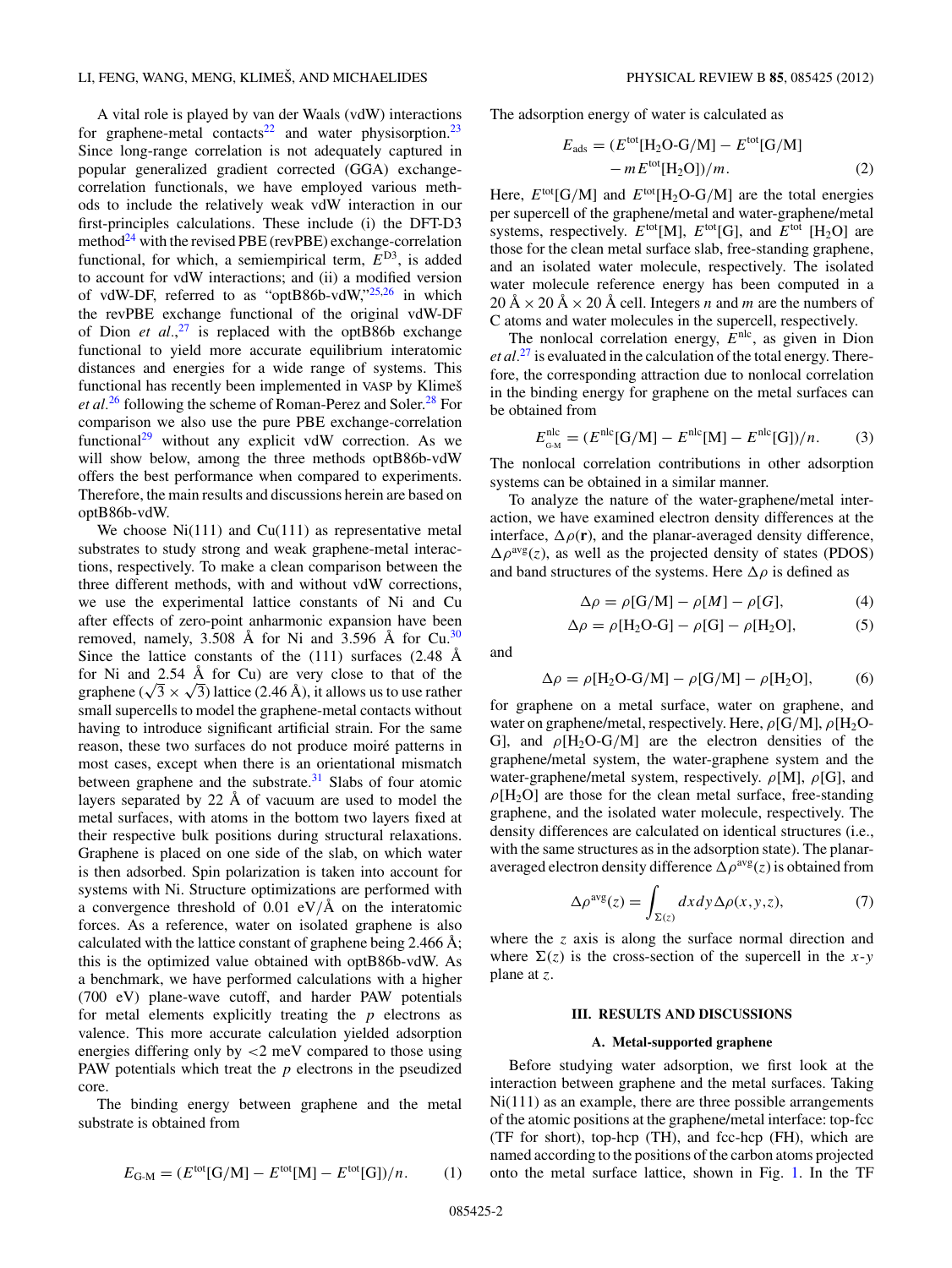A vital role is played by van der Waals (vdW) interactions for graphene-metal contacts[22] and water physisorption.[23] Since long-range correlation is not adequately captured in popular generalized gradient corrected (GGA) exchange-correlation functionals, we have employed various methods to include the relatively weak vdW interaction in our first-principles calculations. These include (i) the DFT-D3 method[24] with the revised PBE (revPBE) exchange-correlation functional, for which, a semiempirical term, $E^{D3}$, is added to account for vdW interactions; and (ii) a modified version of vdW-DF, referred to as "optB86b-vdW,"[25,26] in which the revPBE exchange functional of the original vdW-DF of Dion *et al.*,[27] is replaced with the optB86b exchange functional to yield more accurate equilibrium interatomic distances and energies for a wide range of systems. This functional has recently been implemented in VASP by Klimeš *et al.*[26] following the scheme of Roman-Perez and Soler.[28] For comparison we also use the pure PBE exchange-correlation functional[29] without any explicit vdW correction. As we will show below, among the three methods optB86b-vdW offers the best performance when compared to experiments. Therefore, the main results and discussions herein are based on optB86b-vdW.

We choose Ni(111) and Cu(111) as representative metal substrates to study strong and weak graphene-metal interactions, respectively. To make a clean comparison between the three different methods, with and without vdW corrections, we use the experimental lattice constants of Ni and Cu after effects of zero-point anharmonic expansion have been removed, namely, 3.508 Å for Ni and 3.596 Å for Cu.[30] Since the lattice constants of the (111) surfaces (2.48 Å for Ni and 2.54 Å for Cu) are very close to that of the graphene ($\sqrt{3} \times \sqrt{3}$) lattice (2.46 Å), it allows us to use rather small supercells to model the graphene-metal contacts without having to introduce significant artificial strain. For the same reason, these two surfaces do not produce moiré patterns in most cases, except when there is an orientational mismatch between graphene and the substrate.[31] Slabs of four atomic layers separated by 22 Å of vacuum are used to model the metal surfaces, with atoms in the bottom two layers fixed at their respective bulk positions during structural relaxations. Graphene is placed on one side of the slab, on which water is then adsorbed. Spin polarization is taken into account for systems with Ni. Structure optimizations are performed with a convergence threshold of 0.01 eV/Å on the interatomic forces. As a reference, water on isolated graphene is also calculated with the lattice constant of graphene being 2.466 Å; this is the optimized value obtained with optB86b-vdW. As a benchmark, we have performed calculations with a higher (700 eV) plane-wave cutoff, and harder PAW potentials for metal elements explicitly treating the $p$ electrons as valence. This more accurate calculation yielded adsorption energies differing only by <2 meV compared to those using PAW potentials which treat the $p$ electrons in the pseudized core.

The binding energy between graphene and the metal substrate is obtained from

$$E_{\text{G-M}} = (E^{\text{tot}}[\text{G/M}] - E^{\text{tot}}[\text{M}] - E^{\text{tot}}[\text{G}])/n. \tag{1}$$

The adsorption energy of water is calculated as

$$E_{\text{ads}} = (E^{\text{tot}}[\text{H}_2\text{O-G/M}] - E^{\text{tot}}[\text{G/M}] - mE^{\text{tot}}[\text{H}_2\text{O}])/m. \tag{2}$$

Here, $E^{\text{tot}}[\text{G/M}]$ and $E^{\text{tot}}[\text{H}_2\text{O-G/M}]$ are the total energies per supercell of the graphene/metal and water-graphene/metal systems, respectively. $E^{\text{tot}}[\text{M}]$, $E^{\text{tot}}[\text{G}]$, and $E^{\text{tot}}[\text{H}_2\text{O}]$ are those for the clean metal surface slab, free-standing graphene, and an isolated water molecule, respectively. The isolated water molecule reference energy has been computed in a 20 Å × 20 Å × 20 Å cell. Integers $n$ and $m$ are the numbers of C atoms and water molecules in the supercell, respectively.

The nonlocal correlation energy, $E^{\text{nlc}}$, as given in Dion *et al.*[27] is evaluated in the calculation of the total energy. Therefore, the corresponding attraction due to nonlocal correlation in the binding energy for graphene on the metal surfaces can be obtained from

$$E^{\text{nlc}}_{\text{G-M}} = (E^{\text{nlc}}[\text{G/M}] - E^{\text{nlc}}[\text{M}] - E^{\text{nlc}}[\text{G}])/n. \tag{3}$$

The nonlocal correlation contributions in other adsorption systems can be obtained in a similar manner.

To analyze the nature of the water-graphene/metal interaction, we have examined electron density differences at the interface, $\Delta\rho(\mathbf{r})$, and the planar-averaged density difference, $\Delta\rho^{\text{avg}}(z)$, as well as the projected density of states (PDOS) and band structures of the systems. Here $\Delta\rho$ is defined as

$$\Delta\rho = \rho[\text{G/M}] - \rho[M] - \rho[\text{G}], \tag{4}$$

$$\Delta\rho = \rho[\text{H}_2\text{O-G}] - \rho[\text{G}] - \rho[\text{H}_2\text{O}], \tag{5}$$

and

$$\Delta\rho = \rho[\text{H}_2\text{O-G/M}] - \rho[\text{G/M}] - \rho[\text{H}_2\text{O}], \tag{6}$$

for graphene on a metal surface, water on graphene, and water on graphene/metal, respectively. Here, $\rho[\text{G/M}]$, $\rho[\text{H}_2\text{O-G}]$, and $\rho[\text{H}_2\text{O-G/M}]$ are the electron densities of the graphene/metal system, the water-graphene system and the water-graphene/metal system, respectively. $\rho[\text{M}]$, $\rho[\text{G}]$, and $\rho[\text{H}_2\text{O}]$ are those for the clean metal surface, free-standing graphene, and the isolated water molecule, respectively. The density differences are calculated on identical structures (i.e., with the same structures as in the adsorption state). The planar-averaged electron density difference $\Delta\rho^{\text{avg}}(z)$ is obtained from

$$\Delta\rho^{\text{avg}}(z) = \int_{\Sigma(z)} dx\,dy\,\Delta\rho(x,y,z), \tag{7}$$

where the $z$ axis is along the surface normal direction and where $\Sigma(z)$ is the cross-section of the supercell in the $x$-$y$ plane at $z$.

## III. RESULTS AND DISCUSSIONS

### A. Metal-supported graphene

Before studying water adsorption, we first look at the interaction between graphene and the metal surfaces. Taking Ni(111) as an example, there are three possible arrangements of the atomic positions at the graphene/metal interface: top-fcc (TF for short), top-hcp (TH), and fcc-hcp (FH), which are named according to the positions of the carbon atoms projected onto the metal surface lattice, shown in Fig. 1. In the TF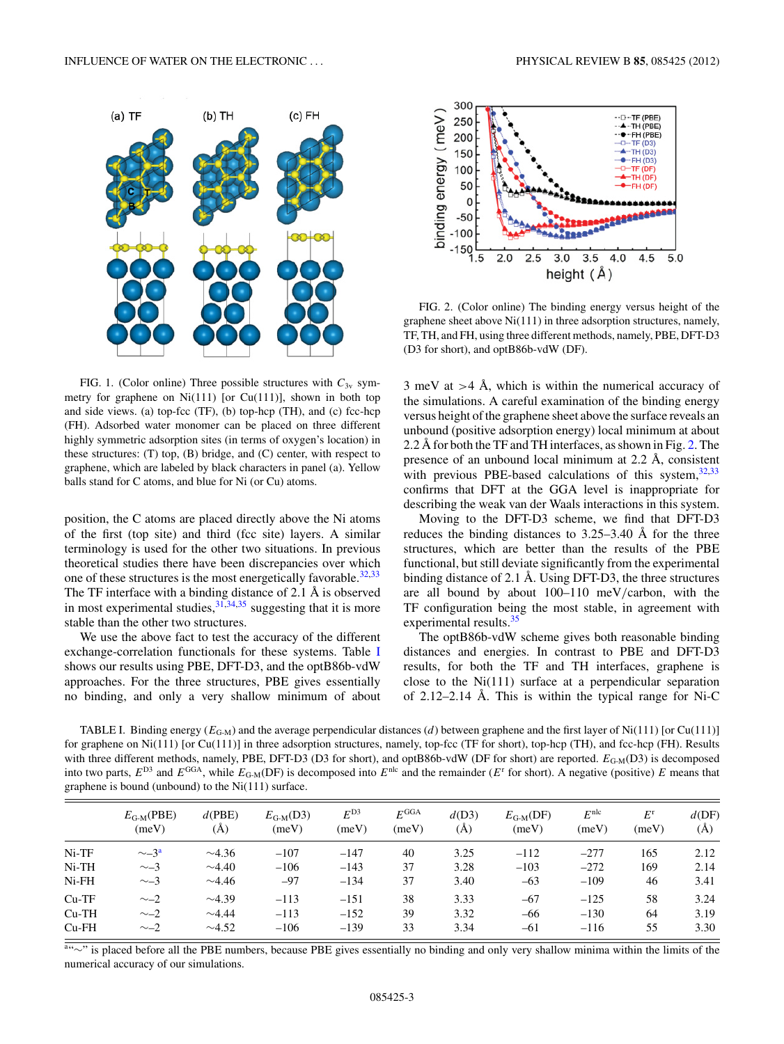(a) TF (b) TH (c) FH

FIG. 1. (Color online) Three possible structures with $C_{3v}$ symmetry for graphene on Ni(111) [or Cu(111)], shown in both top and side views. (a) top-fcc (TF), (b) top-hcp (TH), and (c) fcc-hcp (FH). Adsorbed water monomer can be placed on three different highly symmetric adsorption sites (in terms of oxygen's location) in these structures: (T) top, (B) bridge, and (C) center, with respect to graphene, which are labeled by black characters in panel (a). Yellow balls stand for C atoms, and blue for Ni (or Cu) atoms.

position, the C atoms are placed directly above the Ni atoms of the first (top site) and third (fcc site) layers. A similar terminology is used for the other two situations. In previous theoretical studies there have been discrepancies over which one of these structures is the most energetically favorable.[32,33] The TF interface with a binding distance of 2.1 Å is observed in most experimental studies,[31,34,35] suggesting that it is more stable than the other two structures.

We use the above fact to test the accuracy of the different exchange-correlation functionals for these systems. Table I shows our results using PBE, DFT-D3, and the optB86b-vdW approaches. For the three structures, PBE gives essentially no binding, and only a very shallow minimum of about

binding energy ( meV )
300 250 200 150 100 50 0 -50 -100 -150
1.5 2.0 2.5 3.0 3.5 4.0 4.5 5.0
height ( Å )
TF (PBE)
TH (PBE)
FH (PBE)
TF (D3)
TH (D3)
FH (D3)
TF (DF)
TH (DF)
FH (DF)

FIG. 2. (Color online) The binding energy versus height of the graphene sheet above Ni(111) in three adsorption structures, namely, TF, TH, and FH, using three different methods, namely, PBE, DFT-D3 (D3 for short), and optB86b-vdW (DF).

3 meV at >4 Å, which is within the numerical accuracy of the simulations. A careful examination of the binding energy versus height of the graphene sheet above the surface reveals an unbound (positive adsorption energy) local minimum at about 2.2 Å for both the TF and TH interfaces, as shown in Fig. 2. The presence of an unbound local minimum at 2.2 Å, consistent with previous PBE-based calculations of this system,[32,33] confirms that DFT at the GGA level is inappropriate for describing the weak van der Waals interactions in this system.

Moving to the DFT-D3 scheme, we find that DFT-D3 reduces the binding distances to 3.25–3.40 Å for the three structures, which are better than the results of the PBE functional, but still deviate significantly from the experimental binding distance of 2.1 Å. Using DFT-D3, the three structures are all bound by about 100–110 meV/carbon, with the TF configuration being the most stable, in agreement with experimental results.[35]

The optB86b-vdW scheme gives both reasonable binding distances and energies. In contrast to PBE and DFT-D3 results, for both the TF and TH interfaces, graphene is close to the Ni(111) surface at a perpendicular separation of 2.12–2.14 Å. This is within the typical range for Ni-C

TABLE I. Binding energy ($E_{G\text{-}M}$) and the average perpendicular distances ($d$) between graphene and the first layer of Ni(111) [or Cu(111)] for graphene on Ni(111) [or Cu(111)] in three adsorption structures, namely, top-fcc (TF for short), top-hcp (TH), and fcc-hcp (FH). Results with three different methods, namely, PBE, DFT-D3 (D3 for short), and optB86b-vdW (DF for short) are reported. $E_{G\text{-}M}$(D3) is decomposed into two parts, $E^{D3}$ and $E^{GGA}$, while $E_{G\text{-}M}$(DF) is decomposed into $E^{nlc}$ and the remainder ($E^{r}$ for short). A negative (positive) $E$ means that graphene is bound (unbound) to the Ni(111) surface.

| | $E_{G\text{-}M}$(PBE) (meV) | $d$(PBE) (Å) | $E_{G\text{-}M}$(D3) (meV) | $E^{D3}$ (meV) | $E^{GGA}$ (meV) | $d$(D3) (Å) | $E_{G\text{-}M}$(DF) (meV) | $E^{nlc}$ (meV) | $E^{r}$ (meV) | $d$(DF) (Å) |
|---|---|---|---|---|---|---|---|---|---|---|
| Ni-TF | ∼−3[a] | ∼4.36 | −107 | −147 | 40 | 3.25 | −112 | −277 | 165 | 2.12 |
| Ni-TH | ∼−3 | ∼4.40 | −106 | −143 | 37 | 3.28 | −103 | −272 | 169 | 2.14 |
| Ni-FH | ∼−3 | ∼4.46 | −97 | −134 | 37 | 3.40 | −63 | −109 | 46 | 3.41 |
| Cu-TF | ∼−2 | ∼4.39 | −113 | −151 | 38 | 3.33 | −67 | −125 | 58 | 3.24 |
| Cu-TH | ∼−2 | ∼4.44 | −113 | −152 | 39 | 3.32 | −66 | −130 | 64 | 3.19 |
| Cu-FH | ∼−2 | ∼4.52 | −106 | −139 | 33 | 3.34 | −61 | −116 | 55 | 3.30 |

[a] "∼" is placed before all the PBE numbers, because PBE gives essentially no binding and only very shallow minima within the limits of the numerical accuracy of our simulations.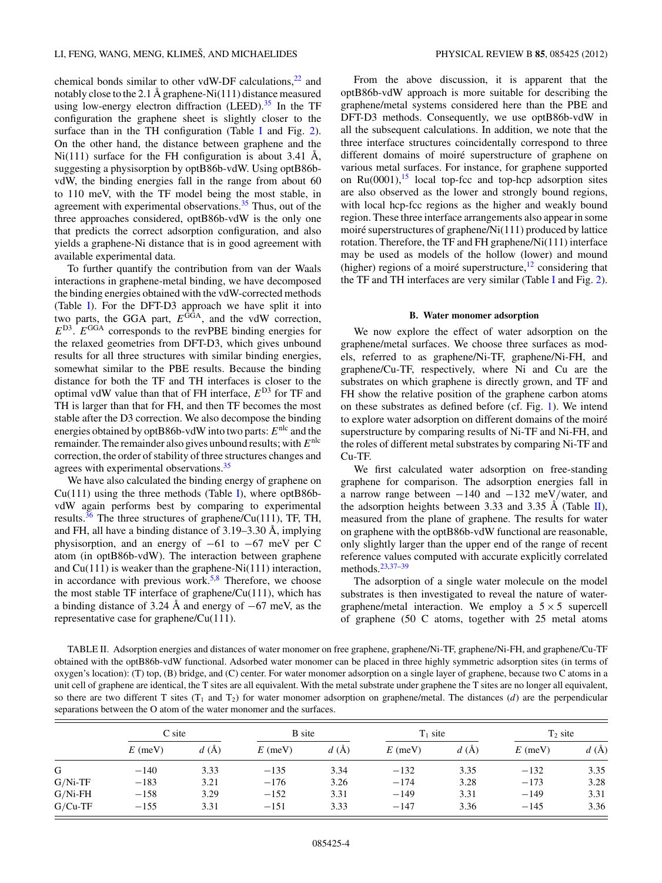chemical bonds similar to other vdW-DF calculations,[22] and notably close to the 2.1 Å graphene-Ni(111) distance measured using low-energy electron diffraction (LEED).[35] In the TF configuration the graphene sheet is slightly closer to the surface than in the TH configuration (Table I and Fig. 2). On the other hand, the distance between graphene and the Ni(111) surface for the FH configuration is about 3.41 Å, suggesting a physisorption by optB86b-vdW. Using optB86b-vdW, the binding energies fall in the range from about 60 to 110 meV, with the TF model being the most stable, in agreement with experimental observations.[35] Thus, out of the three approaches considered, optB86b-vdW is the only one that predicts the correct adsorption configuration, and also yields a graphene-Ni distance that is in good agreement with available experimental data.

To further quantify the contribution from van der Waals interactions in graphene-metal binding, we have decomposed the binding energies obtained with the vdW-corrected methods (Table I). For the DFT-D3 approach we have split it into two parts, the GGA part, $E^{\mathrm{GGA}}$, and the vdW correction, $E^{\mathrm{D3}}$. $E^{\mathrm{GGA}}$ corresponds to the revPBE binding energies for the relaxed geometries from DFT-D3, which gives unbound results for all three structures with similar binding energies, somewhat similar to the PBE results. Because the binding distance for both the TF and TH interfaces is closer to the optimal vdW value than that of FH interface, $E^{\mathrm{D3}}$ for TF and TH is larger than that for FH, and then TF becomes the most stable after the D3 correction. We also decompose the binding energies obtained by optB86b-vdW into two parts: $E^{\mathrm{nlc}}$ and the remainder. The remainder also gives unbound results; with $E^{\mathrm{nlc}}$ correction, the order of stability of three structures changes and agrees with experimental observations.[35]

We have also calculated the binding energy of graphene on Cu(111) using the three methods (Table I), where optB86b-vdW again performs best by comparing to experimental results.[36] The three structures of graphene/Cu(111), TF, TH, and FH, all have a binding distance of 3.19–3.30 Å, implying physisorption, and an energy of −61 to −67 meV per C atom (in optB86b-vdW). The interaction between graphene and Cu(111) is weaker than the graphene-Ni(111) interaction, in accordance with previous work.[5,8] Therefore, we choose the most stable TF interface of graphene/Cu(111), which has a binding distance of 3.24 Å and energy of −67 meV, as the representative case for graphene/Cu(111).

From the above discussion, it is apparent that the optB86b-vdW approach is more suitable for describing the graphene/metal systems considered here than the PBE and DFT-D3 methods. Consequently, we use optB86b-vdW in all the subsequent calculations. In addition, we note that the three interface structures coincidentally correspond to three different domains of moiré superstructure of graphene on various metal surfaces. For instance, for graphene supported on Ru(0001),[15] local top-fcc and top-hcp adsorption sites are also observed as the lower and strongly bound regions, with local hcp-fcc regions as the higher and weakly bound region. These three interface arrangements also appear in some moiré superstructures of graphene/Ni(111) produced by lattice rotation. Therefore, the TF and FH graphene/Ni(111) interface may be used as models of the hollow (lower) and mound (higher) regions of a moiré superstructure,[12] considering that the TF and TH interfaces are very similar (Table I and Fig. 2).

### B. Water monomer adsorption

We now explore the effect of water adsorption on the graphene/metal surfaces. We choose three surfaces as models, referred to as graphene/Ni-TF, graphene/Ni-FH, and graphene/Cu-TF, respectively, where Ni and Cu are the substrates on which graphene is directly grown, and TF and FH show the relative position of the graphene carbon atoms on these substrates as defined before (cf. Fig. 1). We intend to explore water adsorption on different domains of the moiré superstructure by comparing results of Ni-TF and Ni-FH, and the roles of different metal substrates by comparing Ni-TF and Cu-TF.

We first calculated water adsorption on free-standing graphene for comparison. The adsorption energies fall in a narrow range between −140 and −132 meV/water, and the adsorption heights between 3.33 and 3.35 Å (Table II), measured from the plane of graphene. The results for water on graphene with the optB86b-vdW functional are reasonable, only slightly larger than the upper end of the range of recent reference values computed with accurate explicitly correlated methods.[23,37–39]

The adsorption of a single water molecule on the model substrates is then investigated to reveal the nature of water-graphene/metal interaction. We employ a 5 × 5 supercell of graphene (50 C atoms, together with 25 metal atoms

TABLE II. Adsorption energies and distances of water monomer on free graphene, graphene/Ni-TF, graphene/Ni-FH, and graphene/Cu-TF obtained with the optB86b-vdW functional. Adsorbed water monomer can be placed in three highly symmetric adsorption sites (in terms of oxygen's location): (T) top, (B) bridge, and (C) center. For water monomer adsorption on a single layer of graphene, because two C atoms in a unit cell of graphene are identical, the T sites are all equivalent. With the metal substrate under graphene the T sites are no longer all equivalent, so there are two different T sites ($T_1$ and $T_2$) for water monomer adsorption on graphene/metal. The distances ($d$) are the perpendicular separations between the O atom of the water monomer and the surfaces.

| | C site | | B site | | $T_1$ site | | $T_2$ site | |
|---|---|---|---|---|---|---|---|---|
| | $E$ (meV) | $d$ (Å) | $E$ (meV) | $d$ (Å) | $E$ (meV) | $d$ (Å) | $E$ (meV) | $d$ (Å) |
| G | −140 | 3.33 | −135 | 3.34 | −132 | 3.35 | −132 | 3.35 |
| G/Ni-TF | −183 | 3.21 | −176 | 3.26 | −174 | 3.28 | −173 | 3.28 |
| G/Ni-FH | −158 | 3.29 | −152 | 3.31 | −149 | 3.31 | −149 | 3.31 |
| G/Cu-TF | −155 | 3.31 | −151 | 3.33 | −147 | 3.36 | −145 | 3.36 |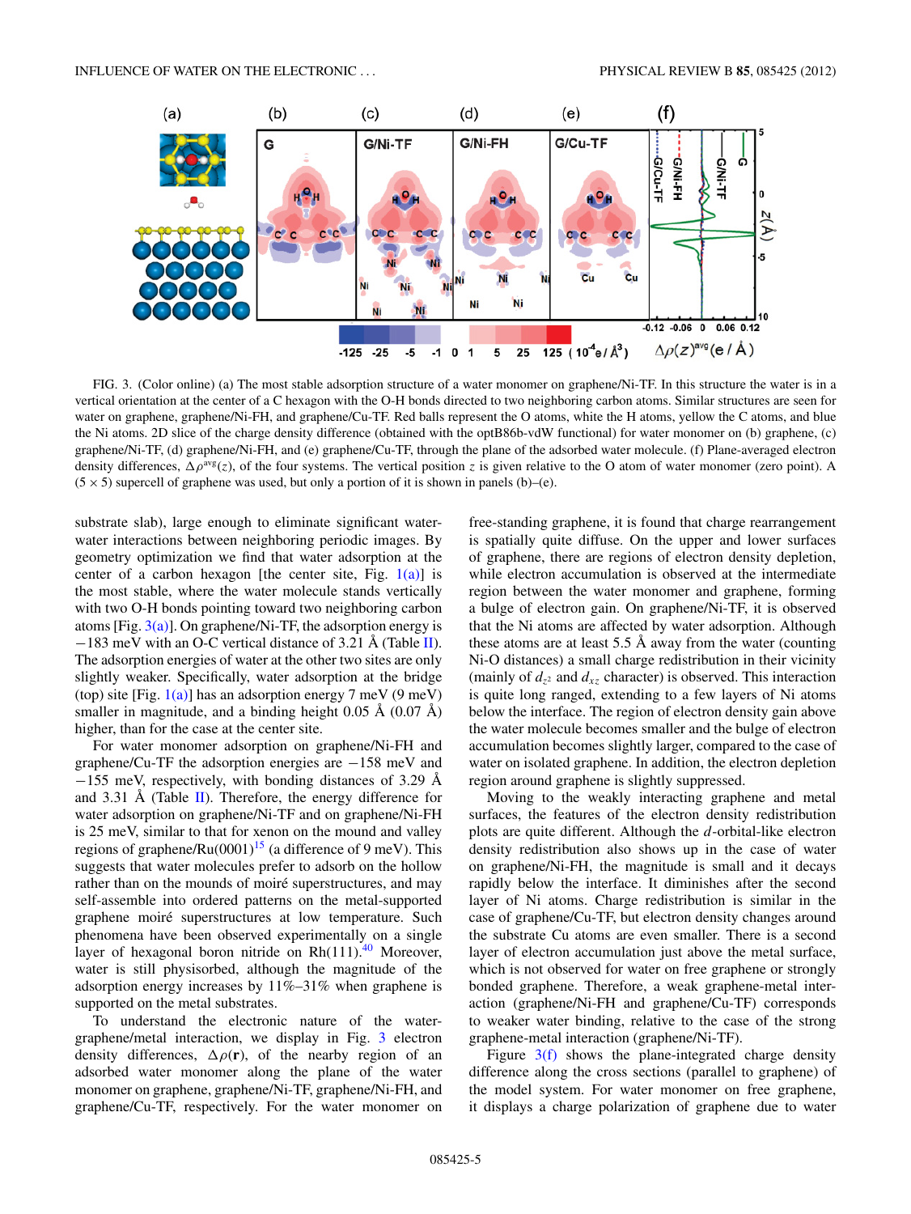(a) (b) (c) (d) (e) (f)

G

G/Ni-TF

G/Ni-FH

G/Cu-TF

G/Cu-TF G/Ni-FH G/Ni-TF G

5 0 -5 10 z(Å)

-0.12 -0.06 0 0.06 0.12

$\Delta\rho(z)^{avg}(e/Å)$

-125 -25 -5 -1 0 1 5 25 125 ($10^{-4}e/Å^3$)

FIG. 3. (Color online) (a) The most stable adsorption structure of a water monomer on graphene/Ni-TF. In this structure the water is in a vertical orientation at the center of a C hexagon with the O-H bonds directed to two neighboring carbon atoms. Similar structures are seen for water on graphene, graphene/Ni-FH, and graphene/Cu-TF. Red balls represent the O atoms, white the H atoms, yellow the C atoms, and blue the Ni atoms. 2D slice of the charge density difference (obtained with the optB86b-vdW functional) for water monomer on (b) graphene, (c) graphene/Ni-TF, (d) graphene/Ni-FH, and (e) graphene/Cu-TF, through the plane of the adsorbed water molecule. (f) Plane-averaged electron density differences, $\Delta\rho^{avg}(z)$, of the four systems. The vertical position $z$ is given relative to the O atom of water monomer (zero point). A $(5 \times 5)$ supercell of graphene was used, but only a portion of it is shown in panels (b)–(e).

substrate slab), large enough to eliminate significant water-water interactions between neighboring periodic images. By geometry optimization we find that water adsorption at the center of a carbon hexagon [the center site, Fig. 1(a)] is the most stable, where the water molecule stands vertically with two O-H bonds pointing toward two neighboring carbon atoms [Fig. 3(a)]. On graphene/Ni-TF, the adsorption energy is −183 meV with an O-C vertical distance of 3.21 Å (Table II). The adsorption energies of water at the other two sites are only slightly weaker. Specifically, water adsorption at the bridge (top) site [Fig. 1(a)] has an adsorption energy 7 meV (9 meV) smaller in magnitude, and a binding height 0.05 Å (0.07 Å) higher, than for the case at the center site.

For water monomer adsorption on graphene/Ni-FH and graphene/Cu-TF the adsorption energies are −158 meV and −155 meV, respectively, with bonding distances of 3.29 Å and 3.31 Å (Table II). Therefore, the energy difference for water adsorption on graphene/Ni-TF and on graphene/Ni-FH is 25 meV, similar to that for xenon on the mound and valley regions of graphene/Ru(0001)[15] (a difference of 9 meV). This suggests that water molecules prefer to adsorb on the hollow rather than on the mounds of moiré superstructures, and may self-assemble into ordered patterns on the metal-supported graphene moiré superstructures at low temperature. Such phenomena have been observed experimentally on a single layer of hexagonal boron nitride on Rh(111).[40] Moreover, water is still physisorbed, although the magnitude of the adsorption energy increases by 11%–31% when graphene is supported on the metal substrates.

To understand the electronic nature of the water-graphene/metal interaction, we display in Fig. 3 electron density differences, $\Delta\rho(\mathbf{r})$, of the nearby region of an adsorbed water monomer along the plane of the water monomer on graphene, graphene/Ni-TF, graphene/Ni-FH, and graphene/Cu-TF, respectively. For the water monomer on free-standing graphene, it is found that charge rearrangement is spatially quite diffuse. On the upper and lower surfaces of graphene, there are regions of electron density depletion, while electron accumulation is observed at the intermediate region between the water monomer and graphene, forming a bulge of electron gain. On graphene/Ni-TF, it is observed that the Ni atoms are affected by water adsorption. Although these atoms are at least 5.5 Å away from the water (counting Ni-O distances) a small charge redistribution in their vicinity (mainly of $d_{z^2}$ and $d_{xz}$ character) is observed. This interaction is quite long ranged, extending to a few layers of Ni atoms below the interface. The region of electron density gain above the water molecule becomes smaller and the bulge of electron accumulation becomes slightly larger, compared to the case of water on isolated graphene. In addition, the electron depletion region around graphene is slightly suppressed.

Moving to the weakly interacting graphene and metal surfaces, the features of the electron density redistribution plots are quite different. Although the $d$-orbital-like electron density redistribution also shows up in the case of water on graphene/Ni-FH, the magnitude is small and it decays rapidly below the interface. It diminishes after the second layer of Ni atoms. Charge redistribution is similar in the case of graphene/Cu-TF, but electron density changes around the substrate Cu atoms are even smaller. There is a second layer of electron accumulation just above the metal surface, which is not observed for water on free graphene or strongly bonded graphene. Therefore, a weak graphene-metal interaction (graphene/Ni-FH and graphene/Cu-TF) corresponds to weaker water binding, relative to the case of the strong graphene-metal interaction (graphene/Ni-TF).

Figure 3(f) shows the plane-integrated charge density difference along the cross sections (parallel to graphene) of the model system. For water monomer on free graphene, it displays a charge polarization of graphene due to water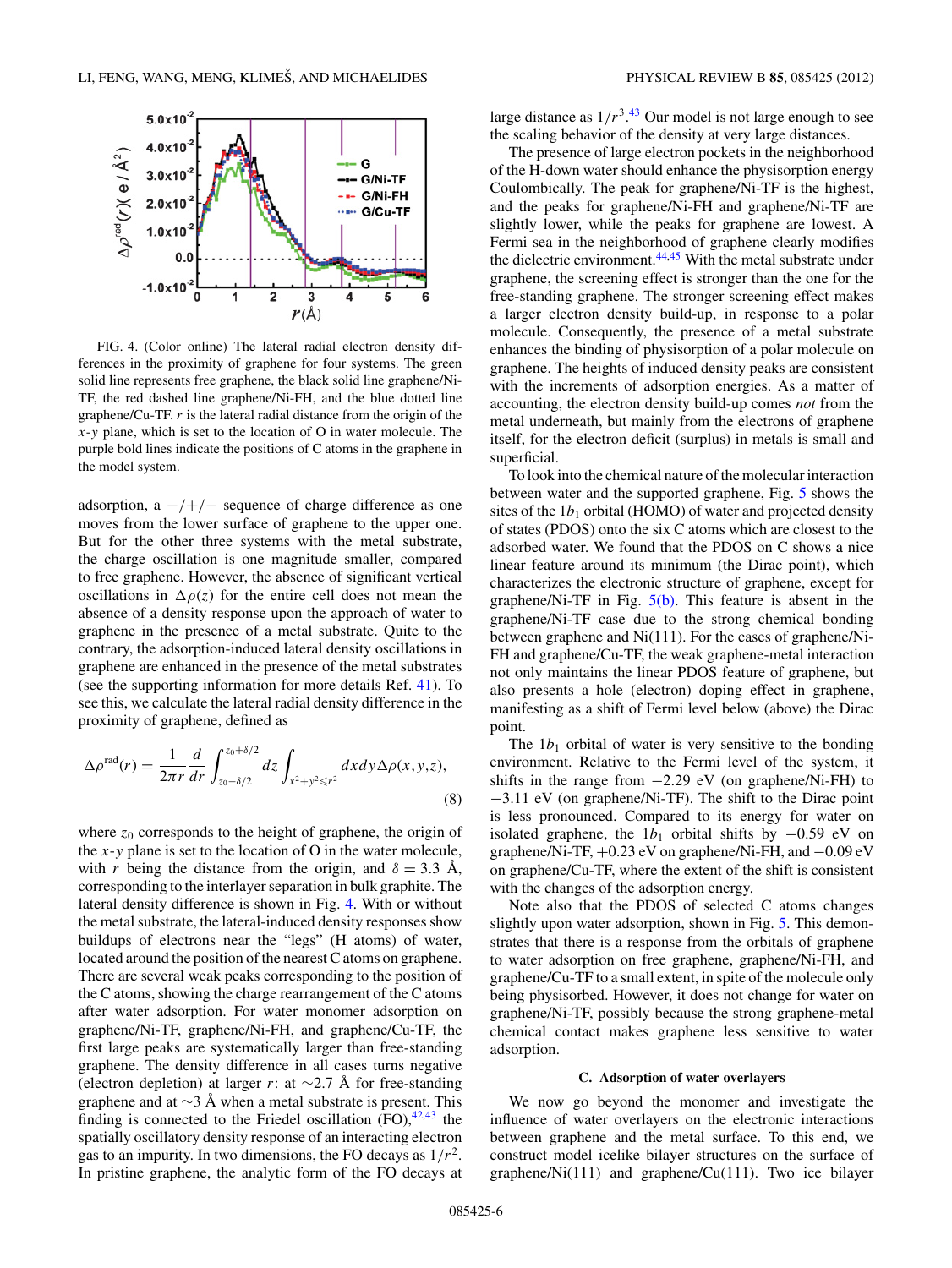5.0x10$^{-2}$
4.0x10$^{-2}$
3.0x10$^{-2}$
2.0x10$^{-2}$
1.0x10$^{-2}$
0.0
-1.0x10$^{-2}$
$\Delta\rho^{\mathrm{rad}}(r)$( e / Å$^2$)
0 1 2 3 4 5 6
$r$(Å)
G
G/Ni-TF
G/Ni-FH
G/Cu-TF

FIG. 4. (Color online) The lateral radial electron density differences in the proximity of graphene for four systems. The green solid line represents free graphene, the black solid line graphene/Ni-TF, the red dashed line graphene/Ni-FH, and the blue dotted line graphene/Cu-TF. $r$ is the lateral radial distance from the origin of the $x$-$y$ plane, which is set to the location of O in water molecule. The purple bold lines indicate the positions of C atoms in the graphene in the model system.

adsorption, a $-/+/-$ sequence of charge difference as one moves from the lower surface of graphene to the upper one. But for the other three systems with the metal substrate, the charge oscillation is one magnitude smaller, compared to free graphene. However, the absence of significant vertical oscillations in $\Delta\rho(z)$ for the entire cell does not mean the absence of a density response upon the approach of water to graphene in the presence of a metal substrate. Quite to the contrary, the adsorption-induced lateral density oscillations in graphene are enhanced in the presence of the metal substrates (see the supporting information for more details Ref. 41). To see this, we calculate the lateral radial density difference in the proximity of graphene, defined as

$$\Delta\rho^{\mathrm{rad}}(r) = \frac{1}{2\pi r}\frac{d}{dr}\int_{z_0-\delta/2}^{z_0+\delta/2} dz \int_{x^2+y^2\leqslant r^2} dxdy\Delta\rho(x,y,z), \tag{8}$$

where $z_0$ corresponds to the height of graphene, the origin of the $x$-$y$ plane is set to the location of O in the water molecule, with $r$ being the distance from the origin, and $\delta = 3.3$ Å, corresponding to the interlayer separation in bulk graphite. The lateral density difference is shown in Fig. 4. With or without the metal substrate, the lateral-induced density responses show buildups of electrons near the "legs" (H atoms) of water, located around the position of the nearest C atoms on graphene. There are several weak peaks corresponding to the position of the C atoms, showing the charge rearrangement of the C atoms after water adsorption. For water monomer adsorption on graphene/Ni-TF, graphene/Ni-FH, and graphene/Cu-TF, the first large peaks are systematically larger than free-standing graphene. The density difference in all cases turns negative (electron depletion) at larger $r$: at $\sim$2.7 Å for free-standing graphene and at $\sim$3 Å when a metal substrate is present. This finding is connected to the Friedel oscillation (FO),[42,43] the spatially oscillatory density response of an interacting electron gas to an impurity. In two dimensions, the FO decays as $1/r^2$. In pristine graphene, the analytic form of the FO decays at large distance as $1/r^3$.[43] Our model is not large enough to see the scaling behavior of the density at very large distances.

The presence of large electron pockets in the neighborhood of the H-down water should enhance the physisorption energy Coulombically. The peak for graphene/Ni-TF is the highest, and the peaks for graphene/Ni-FH and graphene/Ni-TF are slightly lower, while the peaks for graphene are lowest. A Fermi sea in the neighborhood of graphene clearly modifies the dielectric environment.[44,45] With the metal substrate under graphene, the screening effect is stronger than the one for the free-standing graphene. The stronger screening effect makes a larger electron density build-up, in response to a polar molecule. Consequently, the presence of a metal substrate enhances the binding of physisorption of a polar molecule on graphene. The heights of induced density peaks are consistent with the increments of adsorption energies. As a matter of accounting, the electron density build-up comes *not* from the metal underneath, but mainly from the electrons of graphene itself, for the electron deficit (surplus) in metals is small and superficial.

To look into the chemical nature of the molecular interaction between water and the supported graphene, Fig. 5 shows the sites of the $1b_1$ orbital (HOMO) of water and projected density of states (PDOS) onto the six C atoms which are closest to the adsorbed water. We found that the PDOS on C shows a nice linear feature around its minimum (the Dirac point), which characterizes the electronic structure of graphene, except for graphene/Ni-TF in Fig. 5(b). This feature is absent in the graphene/Ni-TF case due to the strong chemical bonding between graphene and Ni(111). For the cases of graphene/Ni-FH and graphene/Cu-TF, the weak graphene-metal interaction not only maintains the linear PDOS feature of graphene, but also presents a hole (electron) doping effect in graphene, manifesting as a shift of Fermi level below (above) the Dirac point.

The $1b_1$ orbital of water is very sensitive to the bonding environment. Relative to the Fermi level of the system, it shifts in the range from $-2.29$ eV (on graphene/Ni-FH) to $-3.11$ eV (on graphene/Ni-TF). The shift to the Dirac point is less pronounced. Compared to its energy for water on isolated graphene, the $1b_1$ orbital shifts by $-0.59$ eV on graphene/Ni-TF, $+0.23$ eV on graphene/Ni-FH, and $-0.09$ eV on graphene/Cu-TF, where the extent of the shift is consistent with the changes of the adsorption energy.

Note also that the PDOS of selected C atoms changes slightly upon water adsorption, shown in Fig. 5. This demonstrates that there is a response from the orbitals of graphene to water adsorption on free graphene, graphene/Ni-FH, and graphene/Cu-TF to a small extent, in spite of the molecule only being physisorbed. However, it does not change for water on graphene/Ni-TF, possibly because the strong graphene-metal chemical contact makes graphene less sensitive to water adsorption.

### C. Adsorption of water overlayers

We now go beyond the monomer and investigate the influence of water overlayers on the electronic interactions between graphene and the metal surface. To this end, we construct model icelike bilayer structures on the surface of graphene/Ni(111) and graphene/Cu(111). Two ice bilayer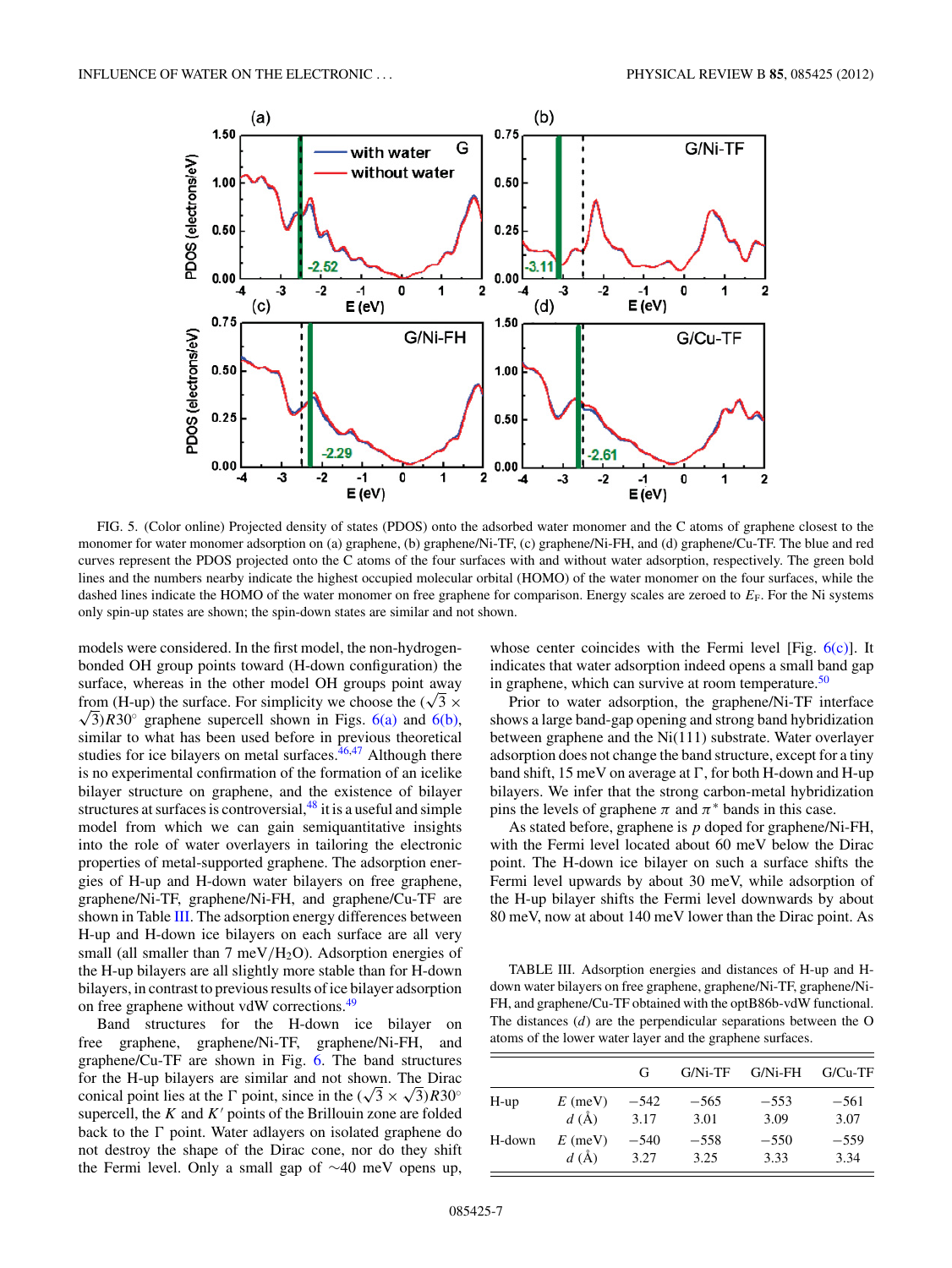(a)

PDOS (electrons/eV)

1.50

1.00

0.50

0.00

with water

without water

G

-2.52

-4 -3 -2 -1 0 1 2

E (eV)

(b)

0.75

0.50

0.25

0.00

G/Ni-TF

-3.11

-4 -3 -2 -1 0 1 2

E (eV)

(c)

PDOS (electrons/eV)

0.75

0.50

0.25

0.00

G/Ni-FH

-2.29

-4 -3 -2 -1 0 1 2

E (eV)

(d)

1.50

1.00

0.50

0.00

G/Cu-TF

-2.61

-4 -3 -2 -1 0 1 2

E (eV)

FIG. 5. (Color online) Projected density of states (PDOS) onto the adsorbed water monomer and the C atoms of graphene closest to the monomer for water monomer adsorption on (a) graphene, (b) graphene/Ni-TF, (c) graphene/Ni-FH, and (d) graphene/Cu-TF. The blue and red curves represent the PDOS projected onto the C atoms of the four surfaces with and without water adsorption, respectively. The green bold lines and the numbers nearby indicate the highest occupied molecular orbital (HOMO) of the water monomer on the four surfaces, while the dashed lines indicate the HOMO of the water monomer on free graphene for comparison. Energy scales are zeroed to $E_F$. For the Ni systems only spin-up states are shown; the spin-down states are similar and not shown.

models were considered. In the first model, the non-hydrogen-bonded OH group points toward (H-down configuration) the surface, whereas in the other model OH groups point away from (H-up) the surface. For simplicity we choose the $(\sqrt{3} \times \sqrt{3})R30^{\circ}$ graphene supercell shown in Figs. 6(a) and 6(b), similar to what has been used before in previous theoretical studies for ice bilayers on metal surfaces.[46,47] Although there is no experimental confirmation of the formation of an icelike bilayer structure on graphene, and the existence of bilayer structures at surfaces is controversial,[48] it is a useful and simple model from which we can gain semiquantitative insights into the role of water overlayers in tailoring the electronic properties of metal-supported graphene. The adsorption energies of H-up and H-down water bilayers on free graphene, graphene/Ni-TF, graphene/Ni-FH, and graphene/Cu-TF are shown in Table III. The adsorption energy differences between H-up and H-down ice bilayers on each surface are all very small (all smaller than 7 meV/$H_2O$). Adsorption energies of the H-up bilayers are all slightly more stable than for H-down bilayers, in contrast to previous results of ice bilayer adsorption on free graphene without vdW corrections.[49]

Band structures for the H-down ice bilayer on free graphene, graphene/Ni-TF, graphene/Ni-FH, and graphene/Cu-TF are shown in Fig. 6. The band structures for the H-up bilayers are similar and not shown. The Dirac conical point lies at the Γ point, since in the $(\sqrt{3} \times \sqrt{3})R30^{\circ}$ supercell, the $K$ and $K'$ points of the Brillouin zone are folded back to the Γ point. Water adlayers on isolated graphene do not destroy the shape of the Dirac cone, nor do they shift the Fermi level. Only a small gap of ~40 meV opens up, whose center coincides with the Fermi level [Fig. 6(c)]. It indicates that water adsorption indeed opens a small band gap in graphene, which can survive at room temperature.[50]

Prior to water adsorption, the graphene/Ni-TF interface shows a large band-gap opening and strong band hybridization between graphene and the Ni(111) substrate. Water overlayer adsorption does not change the band structure, except for a tiny band shift, 15 meV on average at Γ, for both H-down and H-up bilayers. We infer that the strong carbon-metal hybridization pins the levels of graphene $\pi$ and $\pi^*$ bands in this case.

As stated before, graphene is $p$ doped for graphene/Ni-FH, with the Fermi level located about 60 meV below the Dirac point. The H-down ice bilayer on such a surface shifts the Fermi level upwards by about 30 meV, while adsorption of the H-up bilayer shifts the Fermi level downwards by about 80 meV, now at about 140 meV lower than the Dirac point. As

TABLE III. Adsorption energies and distances of H-up and H-down water bilayers on free graphene, graphene/Ni-TF, graphene/Ni-FH, and graphene/Cu-TF obtained with the optB86b-vdW functional. The distances ($d$) are the perpendicular separations between the O atoms of the lower water layer and the graphene surfaces.

| | | G | G/Ni-TF | G/Ni-FH | G/Cu-TF |
|---|---|---|---|---|---|
| H-up | $E$ (meV) | −542 | −565 | −553 | −561 |
| | $d$ (Å) | 3.17 | 3.01 | 3.09 | 3.07 |
| H-down | $E$ (meV) | −540 | −558 | −550 | −559 |
| | $d$ (Å) | 3.27 | 3.25 | 3.33 | 3.34 |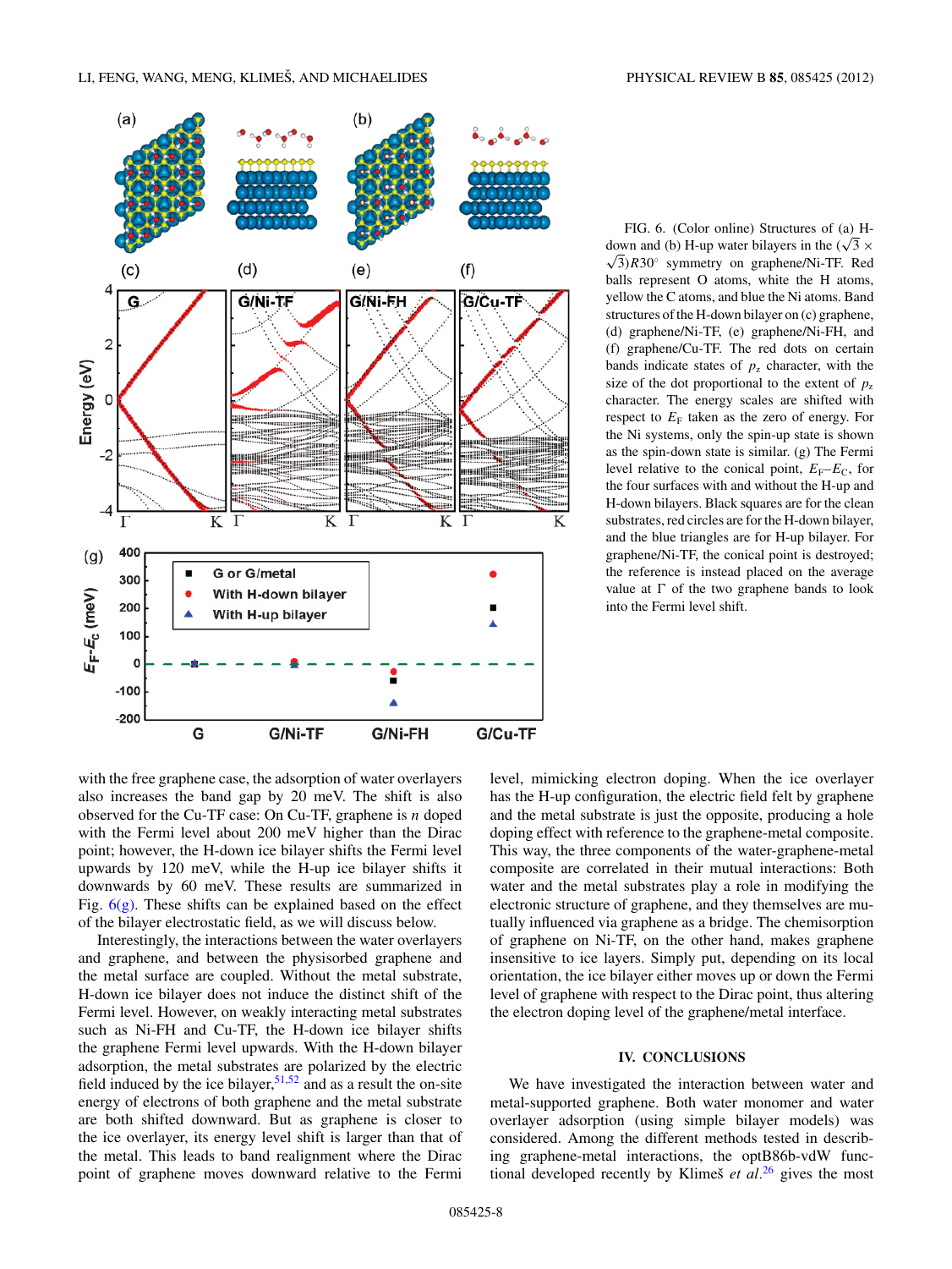(a)

(b)

(c)

(d)

(e)

(f)

Energy (eV)

4

2

0

-2

-4

G

G/Ni-TF

G/Ni-FH

G/Cu-TF

Γ K Γ K Γ K Γ K

(g)

$E_F$-$E_C$ (meV)

400

300

200

100

0

-100

-200

G or G/metal

With H-down bilayer

With H-up bilayer

G G/Ni-TF G/Ni-FH G/Cu-TF

FIG. 6. (Color online) Structures of (a) H-down and (b) H-up water bilayers in the $(\sqrt{3} \times \sqrt{3})R30^\circ$ symmetry on graphene/Ni-TF. Red balls represent O atoms, white the H atoms, yellow the C atoms, and blue the Ni atoms. Band structures of the H-down bilayer on (c) graphene, (d) graphene/Ni-TF, (e) graphene/Ni-FH, and (f) graphene/Cu-TF. The red dots on certain bands indicate states of $p_z$ character, with the size of the dot proportional to the extent of $p_z$ character. The energy scales are shifted with respect to $E_F$ taken as the zero of energy. For the Ni systems, only the spin-up state is shown as the spin-down state is similar. (g) The Fermi level relative to the conical point, $E_F$–$E_C$, for the four surfaces with and without the H-up and H-down bilayers. Black squares are for the clean substrates, red circles are for the H-down bilayer, and the blue triangles are for H-up bilayer. For graphene/Ni-TF, the conical point is destroyed; the reference is instead placed on the average value at Γ of the two graphene bands to look into the Fermi level shift.

with the free graphene case, the adsorption of water overlayers also increases the band gap by 20 meV. The shift is also observed for the Cu-TF case: On Cu-TF, graphene is *n* doped with the Fermi level about 200 meV higher than the Dirac point; however, the H-down ice bilayer shifts the Fermi level upwards by 120 meV, while the H-up ice bilayer shifts it downwards by 60 meV. These results are summarized in Fig. 6(g). These shifts can be explained based on the effect of the bilayer electrostatic field, as we will discuss below.

Interestingly, the interactions between the water overlayers and graphene, and between the physisorbed graphene and the metal surface are coupled. Without the metal substrate, H-down ice bilayer does not induce the distinct shift of the Fermi level. However, on weakly interacting metal substrates such as Ni-FH and Cu-TF, the H-down ice bilayer shifts the graphene Fermi level upwards. With the H-down bilayer adsorption, the metal substrates are polarized by the electric field induced by the ice bilayer,[51,52] and as a result the on-site energy of electrons of both graphene and the metal substrate are both shifted downward. But as graphene is closer to the ice overlayer, its energy level shift is larger than that of the metal. This leads to band realignment where the Dirac point of graphene moves downward relative to the Fermi level, mimicking electron doping. When the ice overlayer has the H-up configuration, the electric field felt by graphene and the metal substrate is just the opposite, producing a hole doping effect with reference to the graphene-metal composite. This way, the three components of the water-graphene-metal composite are correlated in their mutual interactions: Both water and the metal substrates play a role in modifying the electronic structure of graphene, and they themselves are mutually influenced via graphene as a bridge. The chemisorption of graphene on Ni-TF, on the other hand, makes graphene insensitive to ice layers. Simply put, depending on its local orientation, the ice bilayer either moves up or down the Fermi level of graphene with respect to the Dirac point, thus altering the electron doping level of the graphene/metal interface.

## IV. CONCLUSIONS

We have investigated the interaction between water and metal-supported graphene. Both water monomer and water overlayer adsorption (using simple bilayer models) was considered. Among the different methods tested in describing graphene-metal interactions, the optB86b-vdW functional developed recently by Klimeš *et al.*[26] gives the most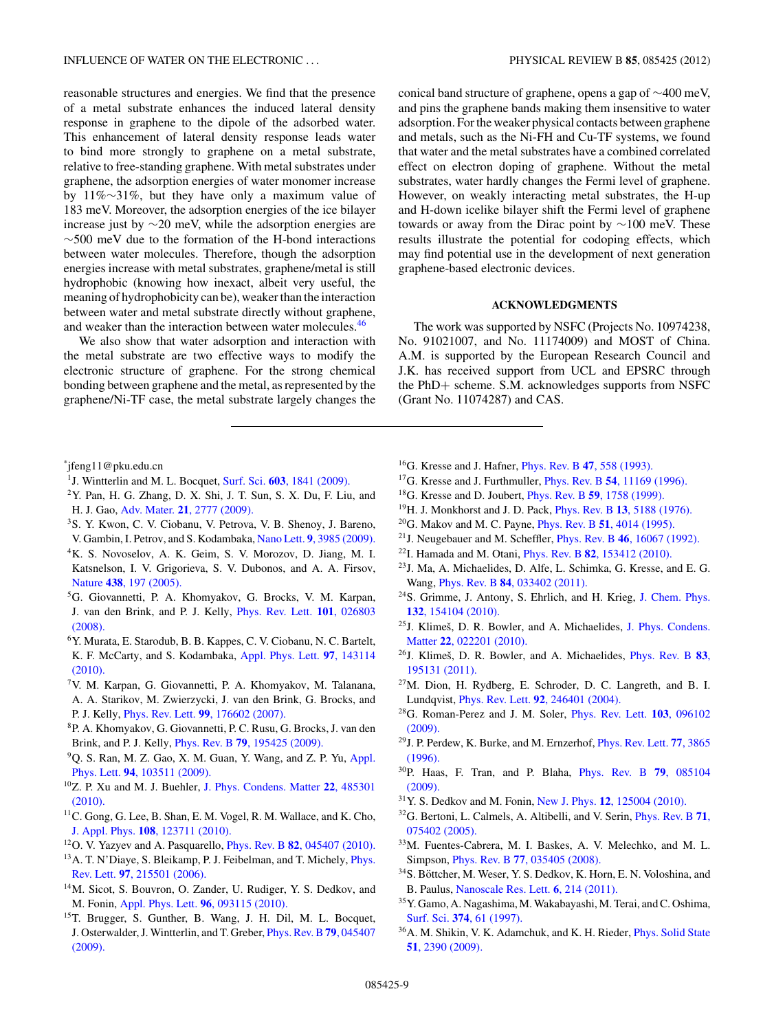reasonable structures and energies. We find that the presence of a metal substrate enhances the induced lateral density response in graphene to the dipole of the adsorbed water. This enhancement of lateral density response leads water to bind more strongly to graphene on a metal substrate, relative to free-standing graphene. With metal substrates under graphene, the adsorption energies of water monomer increase by 11%∼31%, but they have only a maximum value of 183 meV. Moreover, the adsorption energies of the ice bilayer increase just by ∼20 meV, while the adsorption energies are ∼500 meV due to the formation of the H-bond interactions between water molecules. Therefore, though the adsorption energies increase with metal substrates, graphene/metal is still hydrophobic (knowing how inexact, albeit very useful, the meaning of hydrophobicity can be), weaker than the interaction between water and metal substrate directly without graphene, and weaker than the interaction between water molecules.[46]

We also show that water adsorption and interaction with the metal substrate are two effective ways to modify the electronic structure of graphene. For the strong chemical bonding between graphene and the metal, as represented by the graphene/Ni-TF case, the metal substrate largely changes the conical band structure of graphene, opens a gap of ∼400 meV, and pins the graphene bands making them insensitive to water adsorption. For the weaker physical contacts between graphene and metals, such as the Ni-FH and Cu-TF systems, we found that water and the metal substrates have a combined correlated effect on electron doping of graphene. Without the metal substrates, water hardly changes the Fermi level of graphene. However, on weakly interacting metal substrates, the H-up and H-down icelike bilayer shift the Fermi level of graphene towards or away from the Dirac point by ∼100 meV. These results illustrate the potential for codoping effects, which may find potential use in the development of next generation graphene-based electronic devices.

## ACKNOWLEDGMENTS

The work was supported by NSFC (Projects No. 10974238, No. 91021007, and No. 11174009) and MOST of China. A.M. is supported by the European Research Council and J.K. has received support from UCL and EPSRC through the PhD+ scheme. S.M. acknowledges supports from NSFC (Grant No. 11074287) and CAS.

---

*jfeng11@pku.edu.cn

[1] J. Wintterlin and M. L. Bocquet, Surf. Sci. **603**, 1841 (2009).

[2] Y. Pan, H. G. Zhang, D. X. Shi, J. T. Sun, S. X. Du, F. Liu, and H. J. Gao, Adv. Mater. **21**, 2777 (2009).

[3] S. Y. Kwon, C. V. Ciobanu, V. Petrova, V. B. Shenoy, J. Bareno, V. Gambin, I. Petrov, and S. Kodambaka, Nano Lett. **9**, 3985 (2009).

[4] K. S. Novoselov, A. K. Geim, S. V. Morozov, D. Jiang, M. I. Katsnelson, I. V. Grigorieva, S. V. Dubonos, and A. A. Firsov, Nature **438**, 197 (2005).

[5] G. Giovannetti, P. A. Khomyakov, G. Brocks, V. M. Karpan, J. van den Brink, and P. J. Kelly, Phys. Rev. Lett. **101**, 026803 (2008).

[6] Y. Murata, E. Starodub, B. B. Kappes, C. V. Ciobanu, N. C. Bartelt, K. F. McCarty, and S. Kodambaka, Appl. Phys. Lett. **97**, 143114 (2010).

[7] V. M. Karpan, G. Giovannetti, P. A. Khomyakov, M. Talanana, A. A. Starikov, M. Zwierzycki, J. van den Brink, G. Brocks, and P. J. Kelly, Phys. Rev. Lett. **99**, 176602 (2007).

[8] P. A. Khomyakov, G. Giovannetti, P. C. Rusu, G. Brocks, J. van den Brink, and P. J. Kelly, Phys. Rev. B **79**, 195425 (2009).

[9] Q. S. Ran, M. Z. Gao, X. M. Guan, Y. Wang, and Z. P. Yu, Appl. Phys. Lett. **94**, 103511 (2009).

[10] Z. P. Xu and M. J. Buehler, J. Phys. Condens. Matter **22**, 485301 (2010).

[11] C. Gong, G. Lee, B. Shan, E. M. Vogel, R. M. Wallace, and K. Cho, J. Appl. Phys. **108**, 123711 (2010).

[12] O. V. Yazyev and A. Pasquarello, Phys. Rev. B **82**, 045407 (2010).

[13] A. T. N'Diaye, S. Bleikamp, P. J. Feibelman, and T. Michely, Phys. Rev. Lett. **97**, 215501 (2006).

[14] M. Sicot, S. Bouvron, O. Zander, U. Rudiger, Y. S. Dedkov, and M. Fonin, Appl. Phys. Lett. **96**, 093115 (2010).

[15] T. Brugger, S. Gunther, B. Wang, J. H. Dil, M. L. Bocquet, J. Osterwalder, J. Wintterlin, and T. Greber, Phys. Rev. B **79**, 045407 (2009).

[16] G. Kresse and J. Hafner, Phys. Rev. B **47**, 558 (1993).

[17] G. Kresse and J. Furthmuller, Phys. Rev. B **54**, 11169 (1996).

[18] G. Kresse and D. Joubert, Phys. Rev. B **59**, 1758 (1999).

[19] H. J. Monkhorst and J. D. Pack, Phys. Rev. B **13**, 5188 (1976).

[20] G. Makov and M. C. Payne, Phys. Rev. B **51**, 4014 (1995).

[21] J. Neugebauer and M. Scheffler, Phys. Rev. B **46**, 16067 (1992).

[22] I. Hamada and M. Otani, Phys. Rev. B **82**, 153412 (2010).

[23] J. Ma, A. Michaelides, D. Alfe, L. Schimka, G. Kresse, and E. G. Wang, Phys. Rev. B **84**, 033402 (2011).

[24] S. Grimme, J. Antony, S. Ehrlich, and H. Krieg, J. Chem. Phys. **132**, 154104 (2010).

[25] J. Klimeš, D. R. Bowler, and A. Michaelides, J. Phys. Condens. Matter **22**, 022201 (2010).

[26] J. Klimeš, D. R. Bowler, and A. Michaelides, Phys. Rev. B **83**, 195131 (2011).

[27] M. Dion, H. Rydberg, E. Schroder, D. C. Langreth, and B. I. Lundqvist, Phys. Rev. Lett. **92**, 246401 (2004).

[28] G. Roman-Perez and J. M. Soler, Phys. Rev. Lett. **103**, 096102 (2009).

[29] J. P. Perdew, K. Burke, and M. Ernzerhof, Phys. Rev. Lett. **77**, 3865 (1996).

[30] P. Haas, F. Tran, and P. Blaha, Phys. Rev. B **79**, 085104 (2009).

[31] Y. S. Dedkov and M. Fonin, New J. Phys. **12**, 125004 (2010).

[32] G. Bertoni, L. Calmels, A. Altibelli, and V. Serin, Phys. Rev. B **71**, 075402 (2005).

[33] M. Fuentes-Cabrera, M. I. Baskes, A. V. Melechko, and M. L. Simpson, Phys. Rev. B **77**, 035405 (2008).

[34] S. Böttcher, M. Weser, Y. S. Dedkov, K. Horn, E. N. Voloshina, and B. Paulus, Nanoscale Res. Lett. **6**, 214 (2011).

[35] Y. Gamo, A. Nagashima, M. Wakabayashi, M. Terai, and C. Oshima, Surf. Sci. **374**, 61 (1997).

[36] A. M. Shikin, V. K. Adamchuk, and K. H. Rieder, Phys. Solid State **51**, 2390 (2009).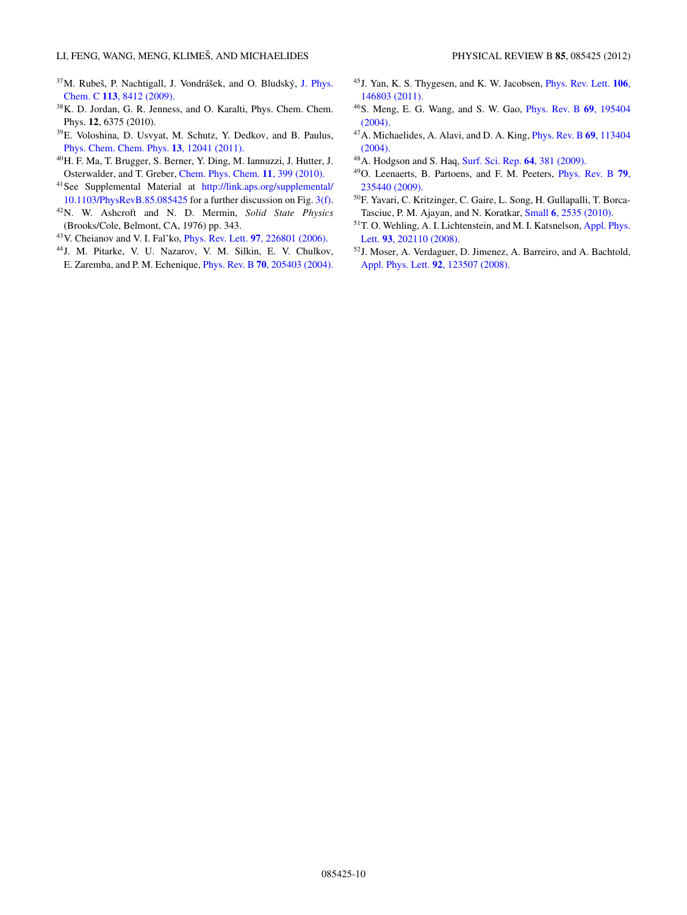[37] M. Rubeš, P. Nachtigall, J. Vondrášek, and O. Bludský, J. Phys. Chem. C **113**, 8412 (2009).

[38] K. D. Jordan, G. R. Jenness, and O. Karalti, Phys. Chem. Chem. Phys. **12**, 6375 (2010).

[39] E. Voloshina, D. Usvyat, M. Schutz, Y. Dedkov, and B. Paulus, Phys. Chem. Chem. Phys. **13**, 12041 (2011).

[40] H. F. Ma, T. Brugger, S. Berner, Y. Ding, M. Iannuzzi, J. Hutter, J. Osterwalder, and T. Greber, Chem. Phys. Chem. **11**, 399 (2010).

[41] See Supplemental Material at http://link.aps.org/supplemental/10.1103/PhysRevB.85.085425 for a further discussion on Fig. 3(f).

[42] N. W. Ashcroft and N. D. Mermin, *Solid State Physics* (Brooks/Cole, Belmont, CA, 1976) pp. 343.

[43] V. Cheianov and V. I. Fal'ko, Phys. Rev. Lett. **97**, 226801 (2006).

[44] J. M. Pitarke, V. U. Nazarov, V. M. Silkin, E. V. Chulkov, E. Zaremba, and P. M. Echenique, Phys. Rev. B **70**, 205403 (2004).

[45] J. Yan, K. S. Thygesen, and K. W. Jacobsen, Phys. Rev. Lett. **106**, 146803 (2011).

[46] S. Meng, E. G. Wang, and S. W. Gao, Phys. Rev. B **69**, 195404 (2004).

[47] A. Michaelides, A. Alavi, and D. A. King, Phys. Rev. B **69**, 113404 (2004).

[48] A. Hodgson and S. Haq, Surf. Sci. Rep. **64**, 381 (2009).

[49] O. Leenaerts, B. Partoens, and F. M. Peeters, Phys. Rev. B **79**, 235440 (2009).

[50] F. Yavari, C. Kritzinger, C. Gaire, L. Song, H. Gullapalli, T. Borca-Tasciuc, P. M. Ajayan, and N. Koratkar, Small **6**, 2535 (2010).

[51] T. O. Wehling, A. I. Lichtenstein, and M. I. Katsnelson, Appl. Phys. Lett. **93**, 202110 (2008).

[52] J. Moser, A. Verdaguer, D. Jimenez, A. Barreiro, and A. Bachtold, Appl. Phys. Lett. **92**, 123507 (2008).